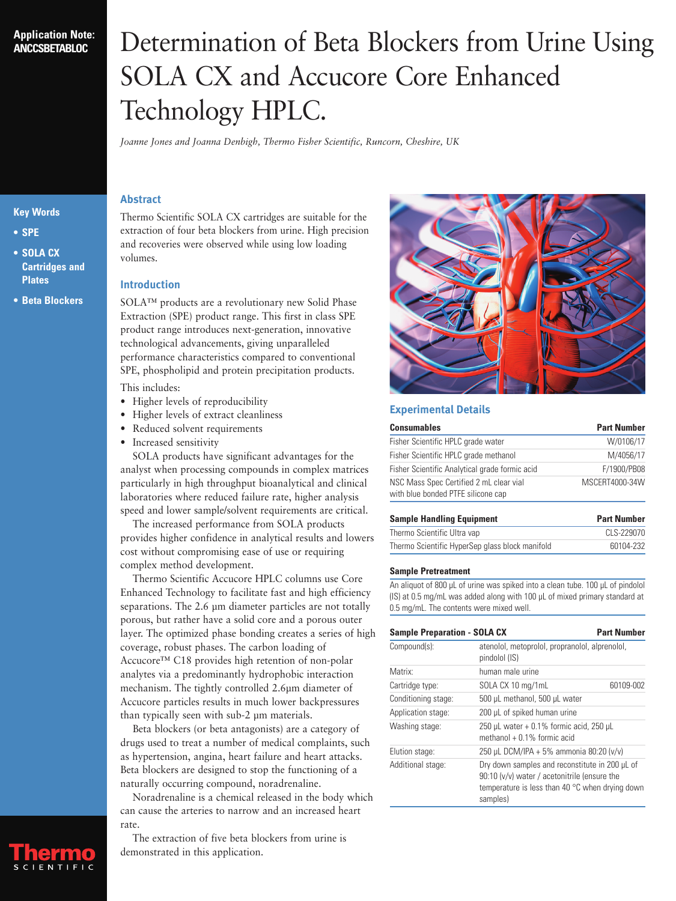Application Note: ANCCSBETABLOC

# Determination of Beta Blockers from Urine Using SOLA CX and Accucore Core Enhanced Technology HPLC.

*Joanne Jones and Joanna Denbigh, Thermo Fisher Scientific, Runcorn, Cheshire, UK*

**Key Words**

- **SPE**
- **SOLA CX Cartridges and Plates**
- **Beta Blockers**

## Abstract

Thermo Scientific SOLA CX cartridges are suitable for the extraction of four beta blockers from urine. High precision and recoveries were observed while using low loading volumes.

## Introduction

SOLA™ products are a revolutionary new Solid Phase Extraction (SPE) product range. This first in class SPE product range introduces next-generation, innovative technological advancements, giving unparalleled performance characteristics compared to conventional SPE, phospholipid and protein precipitation products.

This includes:

- Higher levels of reproducibility
- Higher levels of extract cleanliness
- Reduced solvent requirements
- Increased sensitivity

SOLA products have significant advantages for the analyst when processing compounds in complex matrices particularly in high throughput bioanalytical and clinical laboratories where reduced failure rate, higher analysis speed and lower sample/solvent requirements are critical.

The increased performance from SOLA products provides higher confidence in analytical results and lowers cost without compromising ease of use or requiring complex method development.

Thermo Scientific Accucore HPLC columns use Core Enhanced Technology to facilitate fast and high efficiency separations. The 2.6 µm diameter particles are not totally porous, but rather have a solid core and a porous outer layer. The optimized phase bonding creates a series of high coverage, robust phases. The carbon loading of Accucore™ C18 provides high retention of non-polar analytes via a predominantly hydrophobic interaction mechanism. The tightly controlled 2.6µm diameter of Accucore particles results in much lower backpressures than typically seen with sub-2 µm materials.

Beta blockers (or beta antagonists) are a category of drugs used to treat a number of medical complaints, such as hypertension, angina, heart failure and heart attacks. Beta blockers are designed to stop the functioning of a naturally occurring compound, noradrenaline.

Noradrenaline is a chemical released in the body which can cause the arteries to narrow and an increased heart rate.

The extraction of five beta blockers from urine is demonstrated in this application.

## Experimental Details

| Consumables | Part Number |
|---|---|
| Fisher Scientific HPLC grade water | W/0106/17 |
| Fisher Scientific HPLC grade methanol | M/4056/17 |
| Fisher Scientific Analytical grade formic acid | F/1900/PB08 |
| NSC Mass Spec Certified 2 mL clear vial with blue bonded PTFE silicone cap | MSCERT4000-34W |

| Sample Handling Equipment | Part Number |
|---|---|
| Thermo Scientific Ultra vap | CLS-229070 |
| Thermo Scientific HyperSep glass block manifold | 60104-232 |

**Sample Pretreatment**

An aliquot of 800 µL of urine was spiked into a clean tube. 100 µL of pindolol (IS) at 0.5 mg/mL was added along with 100 µL of mixed primary standard at 0.5 mg/mL. The contents were mixed well.

| Sample Preparation - SOLA CX | | Part Number |
|---|---|---|
| Compound(s): | atenolol, metoprolol, propranolol, alprenolol, pindolol (IS) | |
| Matrix: | human male urine | |
| Cartridge type: | SOLA CX 10 mg/1mL | 60109-002 |
| Conditioning stage: | 500 µL methanol, 500 µL water | |
| Application stage: | 200 µL of spiked human urine | |
| Washing stage: | 250 µL water + 0.1% formic acid, 250 µL methanol + 0.1% formic acid | |
| Elution stage: | 250 µL DCM/IPA + 5% ammonia 80:20 (v/v) | |
| Additional stage: | Dry down samples and reconstitute in 200 µL of 90:10 (v/v) water / acetonitrile (ensure the temperature is less than 40 °C when drying down samples) | |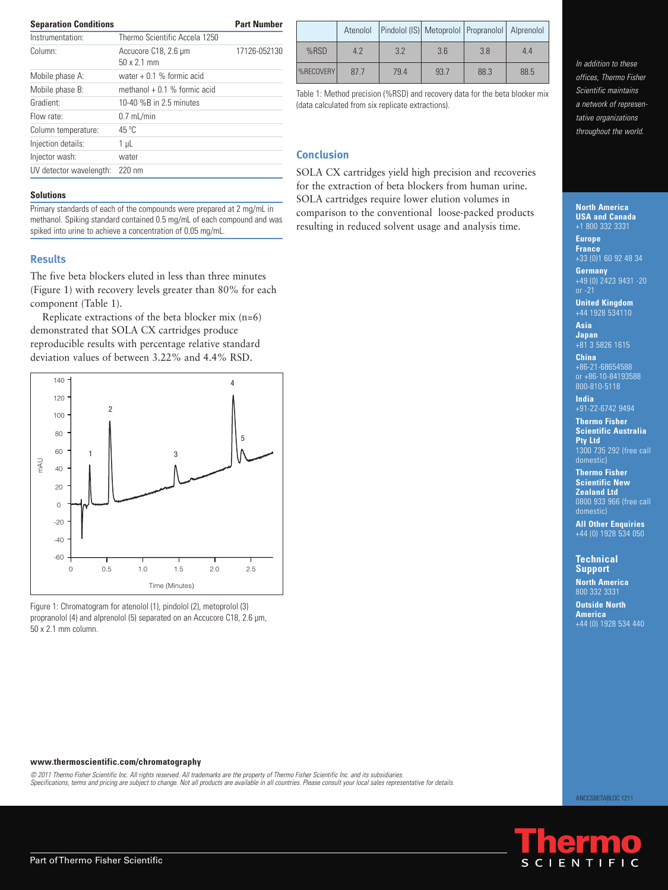| Separation Conditions | | Part Number |
|---|---|---|
| Instrumentation: | Thermo Scientific Accela 1250 | |
| Column: | Accucore C18, 2.6 µm 50 x 2.1 mm | 17126-052130 |
| Mobile phase A: | water + 0.1 % formic acid | |
| Mobile phase B: | methanol + 0.1 % formic acid | |
| Gradient: | 10-40 %B in 2.5 minutes | |
| Flow rate: | 0.7 mL/min | |
| Column temperature: | 45 °C | |
| Injection details: | 1 µL | |
| Injector wash: | water | |
| UV detector wavelength: | 220 nm | |

**Solutions**

Primary standards of each of the compounds were prepared at 2 mg/mL in methanol. Spiking standard contained 0.5 mg/mL of each compound and was spiked into urine to achieve a concentration of 0.05 mg/mL.

## Results

The five beta blockers eluted in less than three minutes (Figure 1) with recovery levels greater than 80% for each component (Table 1).

Replicate extractions of the beta blocker mix (n=6) demonstrated that SOLA CX cartridges produce reproducible results with percentage relative standard deviation values of between 3.22% and 4.4% RSD.

140
120
100
80
60
40
20
0
-20
-40
-60
mAU
0
0.5
1.0
1.5
2.0
2.5
Time (Minutes)
1
2
3
4
5

Figure 1: Chromatogram for atenolol (1), pindolol (2), metoprolol (3) propranolol (4) and alprenolol (5) separated on an Accucore C18, 2.6 µm, 50 x 2.1 mm column.

| | Atenolol | Pindolol (IS) | Metoprolol | Propranolol | Alprenolol |
|---|---|---|---|---|---|
| %RSD | 4.2 | 3.2 | 3.6 | 3.8 | 4.4 |
| %RECOVERY | 87.7 | 79.4 | 93.7 | 88.3 | 88.5 |

Table 1: Method precision (%RSD) and recovery data for the beta blocker mix (data calculated from six replicate extractions).

## Conclusion

SOLA CX cartridges yield high precision and recoveries for the extraction of beta blockers from human urine. SOLA cartridges require lower elution volumes in comparison to the conventional loose-packed products resulting in reduced solvent usage and analysis time.

*In addition to these offices, Thermo Fisher Scientific maintains a network of representative organizations throughout the world.*

**North America**
**USA and Canada**
+1 800 332 3331

**Europe**
**France**
+33 (0)1 60 92 48 34

**Germany**
+49 (0) 2423 9431 -20 or -21

**United Kingdom**
+44 1928 534110

**Asia**
**Japan**
+81 3 5826 1615

**China**
+86-21-68654588 or +86-10-84193588
800-810-5118

**India**
+91-22-6742 9494

**Thermo Fisher Scientific Australia Pty Ltd**
1300 735 292 (free call domestic)

**Thermo Fisher Scientific New Zealand Ltd**
0800 933 966 (free call domestic)

**All Other Enquiries**
+44 (0) 1928 534 050

### Technical Support

**North America**
800 332 3331

**Outside North America**
+44 (0) 1928 534 440

**www.thermoscientific.com/chromatography**

*© 2011 Thermo Fisher Scientific Inc. All rights reserved. All trademarks are the property of Thermo Fisher Scientific Inc. and its subsidiaries. Specifications, terms and pricing are subject to change. Not all products are available in all countries. Please consult your local sales representative for details.*

ANCCSBETABLOC 1211

Part of Thermo Fisher Scientific

Thermo SCIENTIFIC